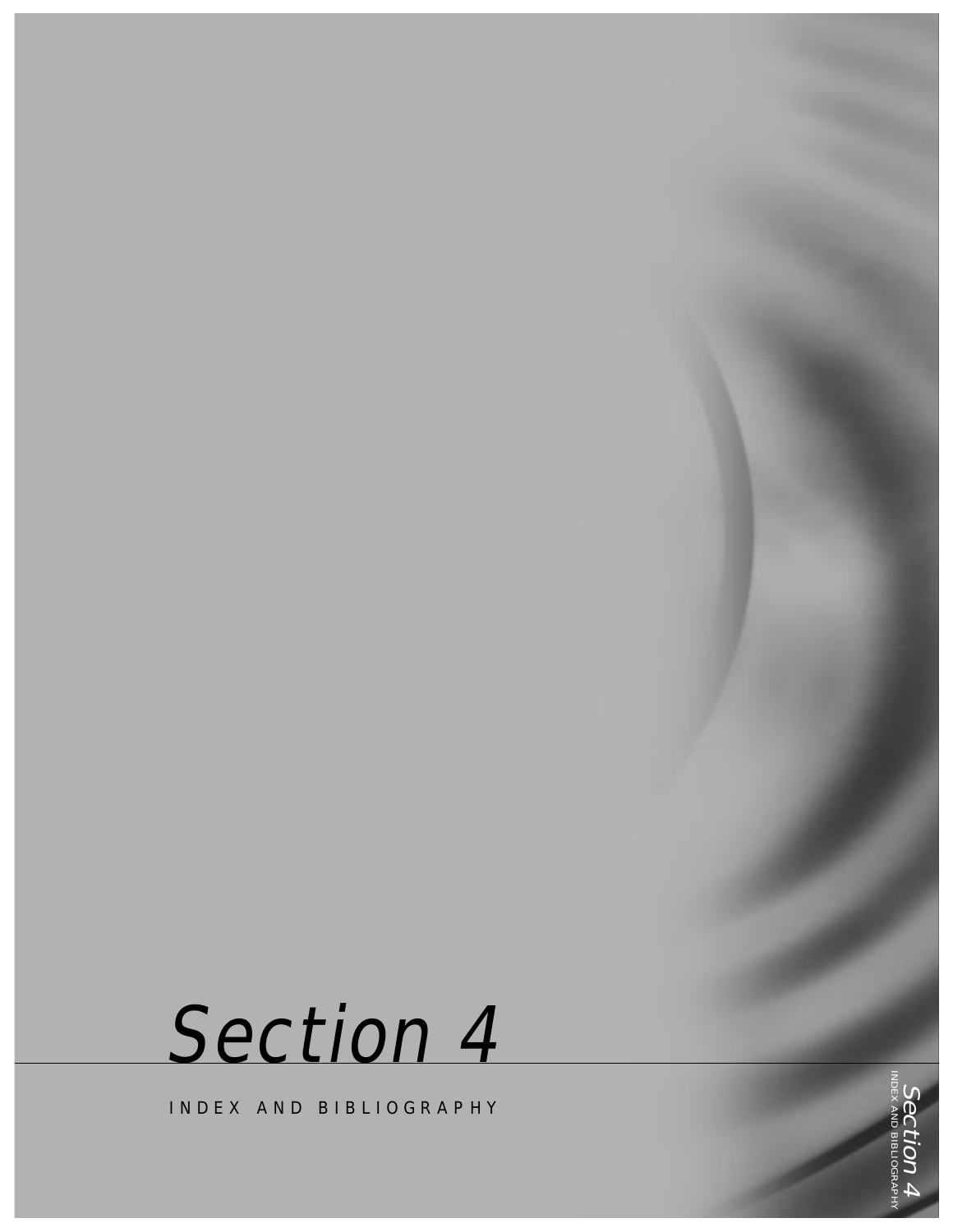# Section 4

INDEX AND BIBLIOGRAPHY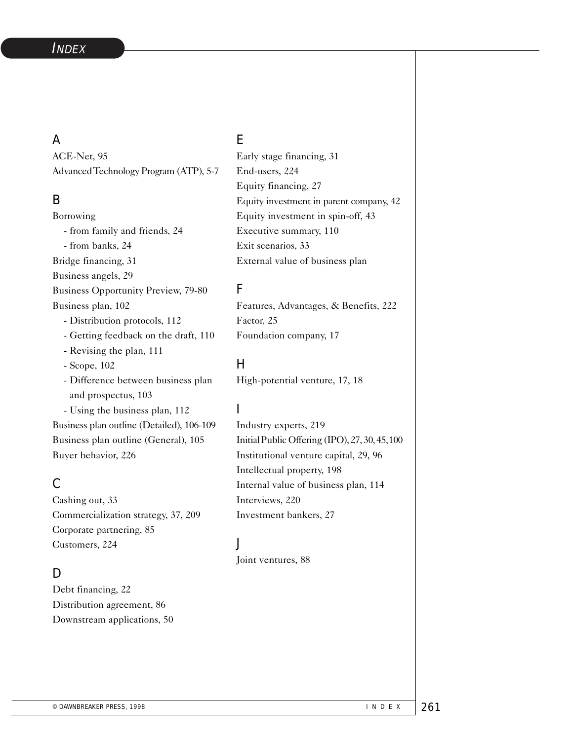# INDEX

## A

ACE-Net, 95
Advanced Technology Program (ATP), 5-7

## B

Borrowing
- from family and friends, 24
- from banks, 24

Bridge financing, 31
Business angels, 29
Business Opportunity Preview, 79-80
Business plan, 102
- Distribution protocols, 112
- Getting feedback on the draft, 110
- Revising the plan, 111
- Scope, 102
- Difference between business plan and prospectus, 103
- Using the business plan, 112

Business plan outline (Detailed), 106-109
Business plan outline (General), 105
Buyer behavior, 226

## C

Cashing out, 33
Commercialization strategy, 37, 209
Corporate partnering, 85
Customers, 224

## D

Debt financing, 22
Distribution agreement, 86
Downstream applications, 50

## E

Early stage financing, 31
End-users, 224
Equity financing, 27
Equity investment in parent company, 42
Equity investment in spin-off, 43
Executive summary, 110
Exit scenarios, 33
External value of business plan

## F

Features, Advantages, & Benefits, 222
Factor, 25
Foundation company, 17

## H

High-potential venture, 17, 18

## I

Industry experts, 219
Initial Public Offering (IPO), 27, 30, 45, 100
Institutional venture capital, 29, 96
Intellectual property, 198
Internal value of business plan, 114
Interviews, 220
Investment bankers, 27

## J

Joint ventures, 88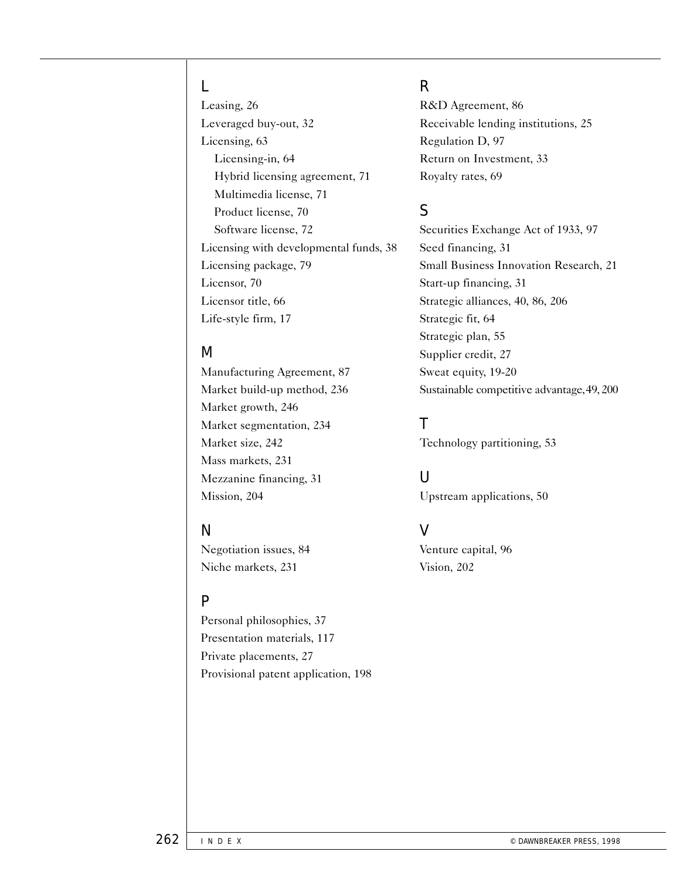## L

Leasing, 26
Leveraged buy-out, 32
Licensing, 63
  Licensing-in, 64
  Hybrid licensing agreement, 71
  Multimedia license, 71
  Product license, 70
  Software license, 72
Licensing with developmental funds, 38
Licensing package, 79
Licensor, 70
Licensor title, 66
Life-style firm, 17

## M

Manufacturing Agreement, 87
Market build-up method, 236
Market growth, 246
Market segmentation, 234
Market size, 242
Mass markets, 231
Mezzanine financing, 31
Mission, 204

## N

Negotiation issues, 84
Niche markets, 231

## P

Personal philosophies, 37
Presentation materials, 117
Private placements, 27
Provisional patent application, 198

## R

R&D Agreement, 86
Receivable lending institutions, 25
Regulation D, 97
Return on Investment, 33
Royalty rates, 69

## S

Securities Exchange Act of 1933, 97
Seed financing, 31
Small Business Innovation Research, 21
Start-up financing, 31
Strategic alliances, 40, 86, 206
Strategic fit, 64
Strategic plan, 55
Supplier credit, 27
Sweat equity, 19-20
Sustainable competitive advantage, 49, 200

## T

Technology partitioning, 53

## U

Upstream applications, 50

## V

Venture capital, 96
Vision, 202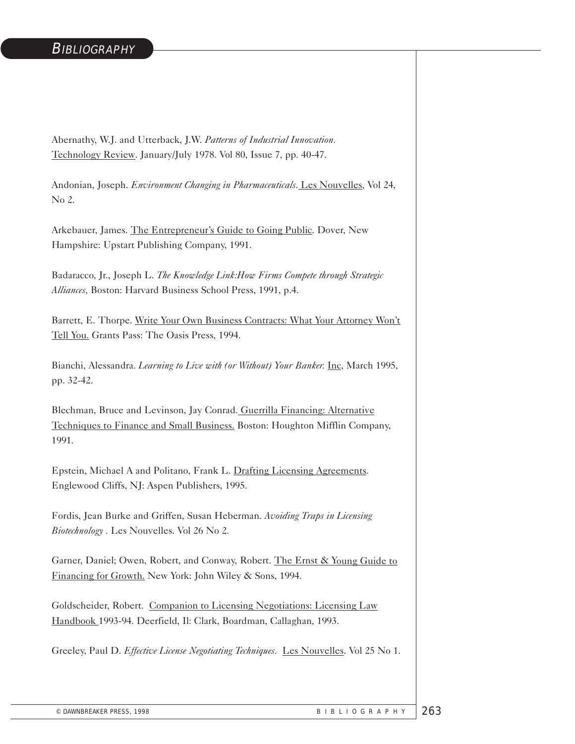# BIBLIOGRAPHY

Abernathy, W.J. and Utterback, J.W. *Patterns of Industrial Innovation.* Technology Review. January/July 1978. Vol 80, Issue 7, pp. 40-47.

Andonian, Joseph. *Environment Changing in Pharmaceuticals.* Les Nouvelles, Vol 24, No 2.

Arkebauer, James. The Entrepreneur's Guide to Going Public. Dover, New Hampshire: Upstart Publishing Company, 1991.

Badaracco, Jr., Joseph L. *The Knowledge Link:How Firms Compete through Strategic Alliances,* Boston: Harvard Business School Press, 1991, p.4.

Barrett, E. Thorpe. Write Your Own Business Contracts: What Your Attorney Won't Tell You. Grants Pass: The Oasis Press, 1994.

Bianchi, Alessandra. *Learning to Live with (or Without) Your Banker.* Inc, March 1995, pp. 32-42.

Blechman, Bruce and Levinson, Jay Conrad. Guerrilla Financing: Alternative Techniques to Finance and Small Business. Boston: Houghton Mifflin Company, 1991.

Epstein, Michael A and Politano, Frank L. Drafting Licensing Agreements. Englewood Cliffs, NJ: Aspen Publishers, 1995.

Fordis, Jean Burke and Griffen, Susan Heberman. *Avoiding Traps in Licensing Biotechnology* . Les Nouvelles. Vol 26 No 2.

Garner, Daniel; Owen, Robert, and Conway, Robert. The Ernst & Young Guide to Financing for Growth. New York: John Wiley & Sons, 1994.

Goldscheider, Robert. Companion to Licensing Negotiations: Licensing Law Handbook 1993-94. Deerfield, Il: Clark, Boardman, Callaghan, 1993.

Greeley, Paul D. *Effective License Negotiating Techniques.* Les Nouvelles. Vol 25 No 1.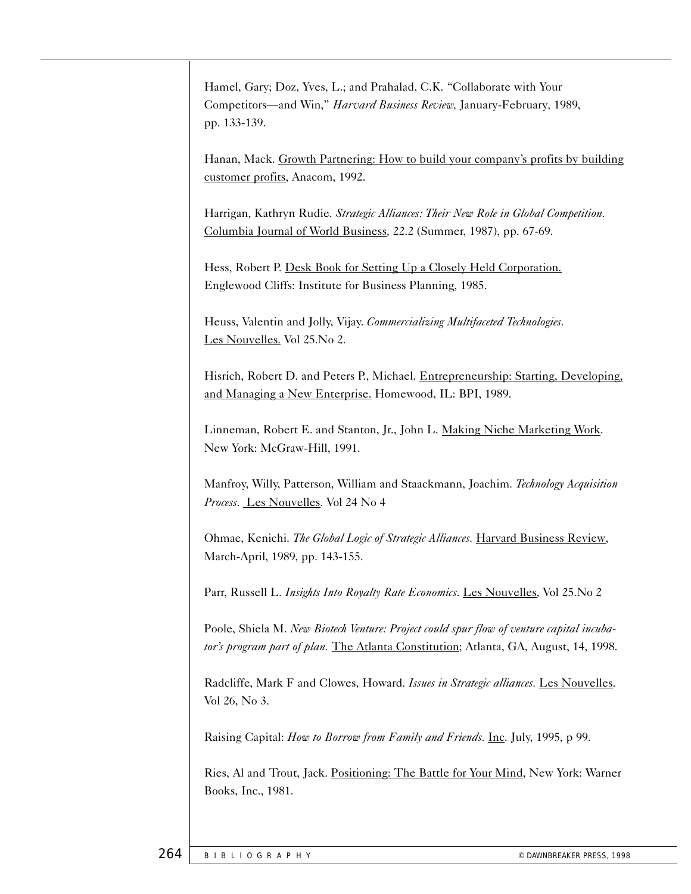Hamel, Gary; Doz, Yves, L.; and Prahalad, C.K. "Collaborate with Your Competitors—and Win," *Harvard Business Review*, January-February, 1989, pp. 133-139.

Hanan, Mack. <u>Growth Partnering: How to build your company's profits by building customer profits</u>, Anacom, 1992.

Harrigan, Kathryn Rudie. *Strategic Alliances: Their New Role in Global Competition*. <u>Columbia Journal of World Business</u>, 22.2 (Summer, 1987), pp. 67-69.

Hess, Robert P. <u>Desk Book for Setting Up a Closely Held Corporation.</u> Englewood Cliffs: Institute for Business Planning, 1985.

Heuss, Valentin and Jolly, Vijay. *Commercializing Multifaceted Technologies*. <u>Les Nouvelles.</u> Vol 25.No 2.

Hisrich, Robert D. and Peters P., Michael. <u>Entrepreneurship: Starting, Developing, and Managing a New Enterprise.</u> Homewood, IL: BPI, 1989.

Linneman, Robert E. and Stanton, Jr., John L. <u>Making Niche Marketing Work</u>. New York: McGraw-Hill, 1991.

Manfroy, Willy, Patterson, William and Staackmann, Joachim. *Technology Acquisition Process*. <u>Les Nouvelles</u>. Vol 24 No 4

Ohmae, Kenichi. *The Global Logic of Strategic Alliances.* <u>Harvard Business Review</u>, March-April, 1989, pp. 143-155.

Parr, Russell L. *Insights Into Royalty Rate Economics*. <u>Les Nouvelles</u>, Vol 25.No 2

Poole, Shiela M. *New Biotech Venture: Project could spur flow of venture capital incubator's program part of plan.* <u>The Atlanta Constitution</u>; Atlanta, GA, August, 14, 1998.

Radcliffe, Mark F and Clowes, Howard. *Issues in Strategic alliances*. <u>Les Nouvelles</u>. Vol 26, No 3.

Raising Capital: *How to Borrow from Family and Friends*. <u>Inc</u>. July, 1995, p 99.

Ries, Al and Trout, Jack. <u>Positioning: The Battle for Your Mind</u>, New York: Warner Books, Inc., 1981.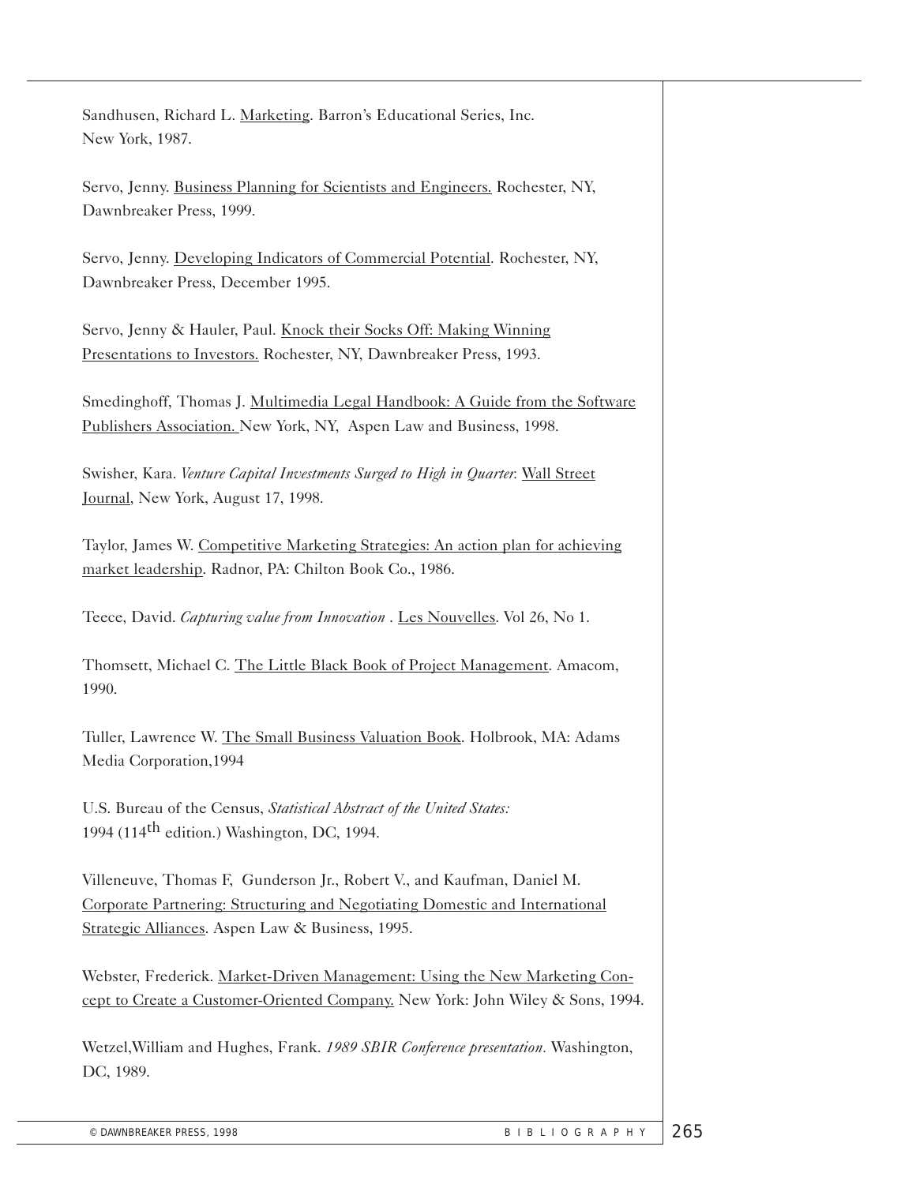Sandhusen, Richard L. Marketing. Barron's Educational Series, Inc. New York, 1987.

Servo, Jenny. Business Planning for Scientists and Engineers. Rochester, NY, Dawnbreaker Press, 1999.

Servo, Jenny. Developing Indicators of Commercial Potential. Rochester, NY, Dawnbreaker Press, December 1995.

Servo, Jenny & Hauler, Paul. Knock their Socks Off: Making Winning Presentations to Investors. Rochester, NY, Dawnbreaker Press, 1993.

Smedinghoff, Thomas J. Multimedia Legal Handbook: A Guide from the Software Publishers Association. New York, NY, Aspen Law and Business, 1998.

Swisher, Kara. *Venture Capital Investments Surged to High in Quarter.* Wall Street Journal, New York, August 17, 1998.

Taylor, James W. Competitive Marketing Strategies: An action plan for achieving market leadership. Radnor, PA: Chilton Book Co., 1986.

Teece, David. *Capturing value from Innovation* . Les Nouvelles. Vol 26, No 1.

Thomsett, Michael C. The Little Black Book of Project Management. Amacom, 1990.

Tuller, Lawrence W. The Small Business Valuation Book. Holbrook, MA: Adams Media Corporation,1994

U.S. Bureau of the Census, *Statistical Abstract of the United States:* 1994 (114th edition.) Washington, DC, 1994.

Villeneuve, Thomas F, Gunderson Jr., Robert V., and Kaufman, Daniel M. Corporate Partnering: Structuring and Negotiating Domestic and International Strategic Alliances. Aspen Law & Business, 1995.

Webster, Frederick. Market-Driven Management: Using the New Marketing Concept to Create a Customer-Oriented Company. New York: John Wiley & Sons, 1994.

Wetzel,William and Hughes, Frank. *1989 SBIR Conference presentation*. Washington, DC, 1989.